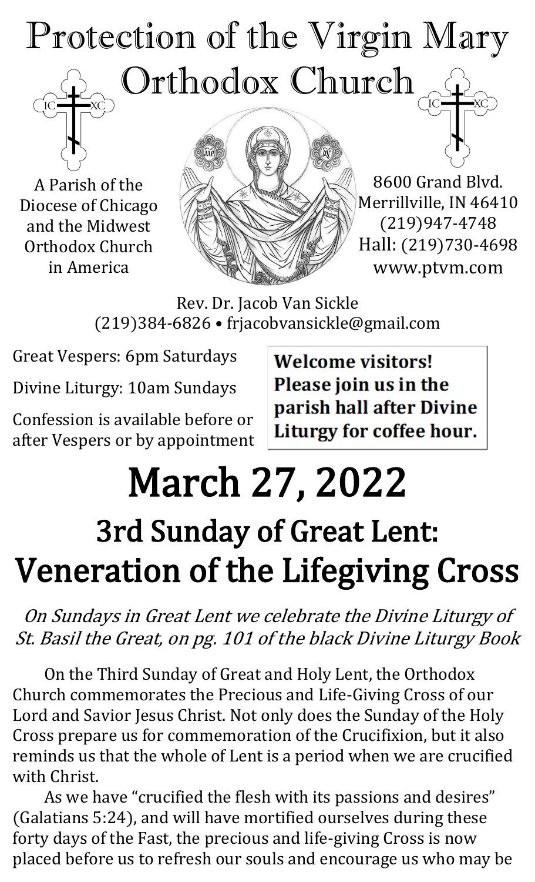# Protection of the Virgin Mary Orthodox Church

A Parish of the Diocese of Chicago and the Midwest Orthodox Church in America

8600 Grand Blvd.
Merrillville, IN 46410
(219)947-4748
Hall: (219)730-4698
www.ptvm.com

Rev. Dr. Jacob Van Sickle
(219)384-6826 • frjacobvansickle@gmail.com

Great Vespers: 6pm Saturdays

Divine Liturgy: 10am Sundays

Confession is available before or after Vespers or by appointment

**Welcome visitors! Please join us in the parish hall after Divine Liturgy for coffee hour.**

# March 27, 2022

## 3rd Sunday of Great Lent: Veneration of the Lifegiving Cross

*On Sundays in Great Lent we celebrate the Divine Liturgy of St. Basil the Great, on pg. 101 of the black Divine Liturgy Book*

On the Third Sunday of Great and Holy Lent, the Orthodox Church commemorates the Precious and Life-Giving Cross of our Lord and Savior Jesus Christ. Not only does the Sunday of the Holy Cross prepare us for commemoration of the Crucifixion, but it also reminds us that the whole of Lent is a period when we are crucified with Christ.

As we have "crucified the flesh with its passions and desires" (Galatians 5:24), and will have mortified ourselves during these forty days of the Fast, the precious and life-giving Cross is now placed before us to refresh our souls and encourage us who may be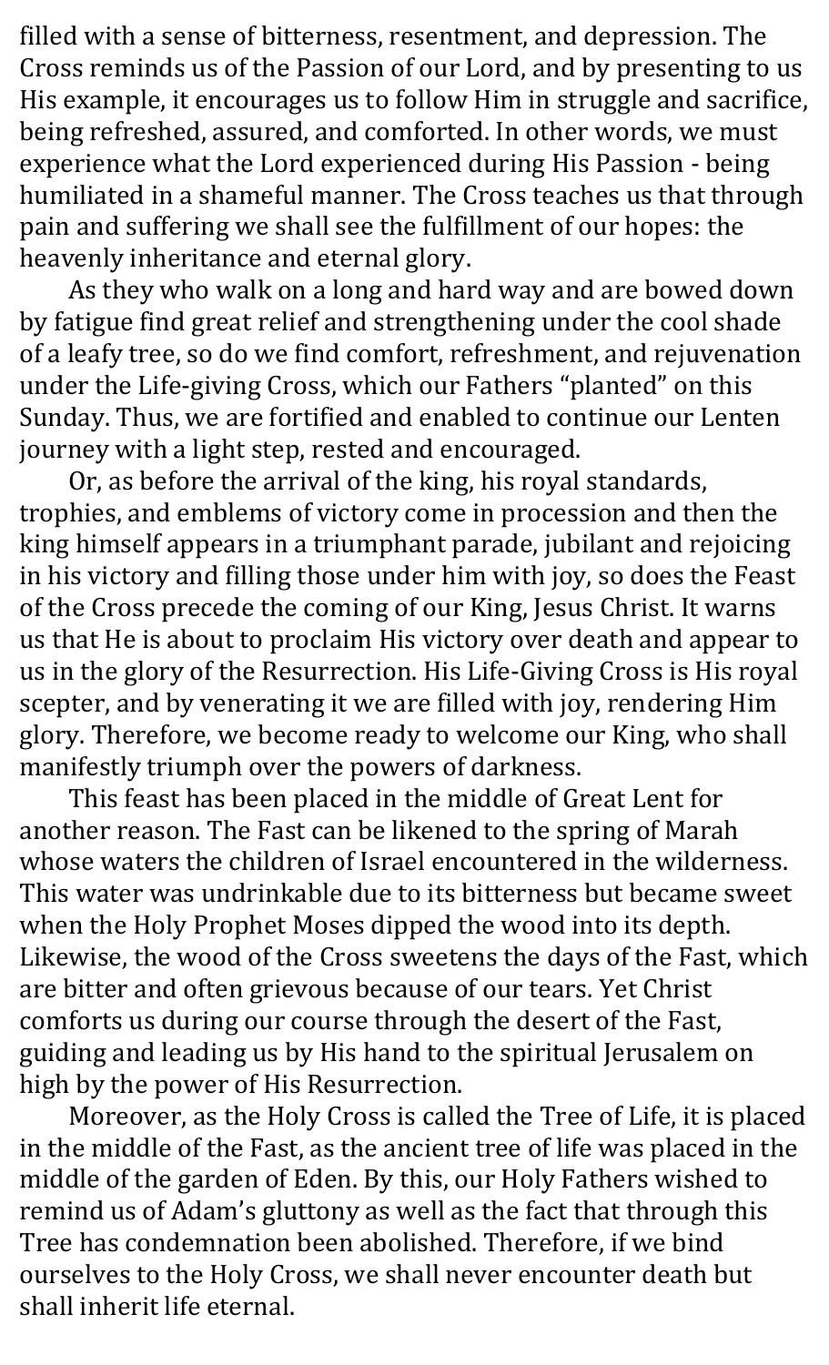filled with a sense of bitterness, resentment, and depression. The Cross reminds us of the Passion of our Lord, and by presenting to us His example, it encourages us to follow Him in struggle and sacrifice, being refreshed, assured, and comforted. In other words, we must experience what the Lord experienced during His Passion - being humiliated in a shameful manner. The Cross teaches us that through pain and suffering we shall see the fulfillment of our hopes: the heavenly inheritance and eternal glory.

As they who walk on a long and hard way and are bowed down by fatigue find great relief and strengthening under the cool shade of a leafy tree, so do we find comfort, refreshment, and rejuvenation under the Life-giving Cross, which our Fathers "planted" on this Sunday. Thus, we are fortified and enabled to continue our Lenten journey with a light step, rested and encouraged.

Or, as before the arrival of the king, his royal standards, trophies, and emblems of victory come in procession and then the king himself appears in a triumphant parade, jubilant and rejoicing in his victory and filling those under him with joy, so does the Feast of the Cross precede the coming of our King, Jesus Christ. It warns us that He is about to proclaim His victory over death and appear to us in the glory of the Resurrection. His Life-Giving Cross is His royal scepter, and by venerating it we are filled with joy, rendering Him glory. Therefore, we become ready to welcome our King, who shall manifestly triumph over the powers of darkness.

This feast has been placed in the middle of Great Lent for another reason. The Fast can be likened to the spring of Marah whose waters the children of Israel encountered in the wilderness. This water was undrinkable due to its bitterness but became sweet when the Holy Prophet Moses dipped the wood into its depth. Likewise, the wood of the Cross sweetens the days of the Fast, which are bitter and often grievous because of our tears. Yet Christ comforts us during our course through the desert of the Fast, guiding and leading us by His hand to the spiritual Jerusalem on high by the power of His Resurrection.

Moreover, as the Holy Cross is called the Tree of Life, it is placed in the middle of the Fast, as the ancient tree of life was placed in the middle of the garden of Eden. By this, our Holy Fathers wished to remind us of Adam's gluttony as well as the fact that through this Tree has condemnation been abolished. Therefore, if we bind ourselves to the Holy Cross, we shall never encounter death but shall inherit life eternal.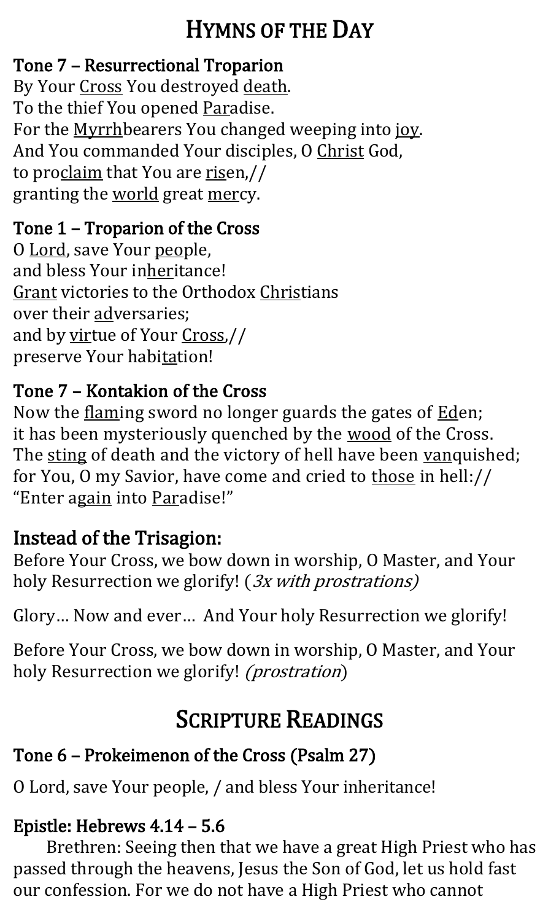# Hymns of the Day

### Tone 7 – Resurrectional Troparion

By Your Cross You destroyed death.
To the thief You opened Paradise.
For the Myrrhbearers You changed weeping into joy.
And You commanded Your disciples, O Christ God,
to proclaim that You are risen,//
granting the world great mercy.

### Tone 1 – Troparion of the Cross

O Lord, save Your people,
and bless Your inheritance!
Grant victories to the Orthodox Christians
over their adversaries;
and by virtue of Your Cross,//
preserve Your habitation!

### Tone 7 – Kontakion of the Cross

Now the flaming sword no longer guards the gates of Eden;
it has been mysteriously quenched by the wood of the Cross.
The sting of death and the victory of hell have been vanquished;
for You, O my Savior, have come and cried to those in hell://
"Enter again into Paradise!"

## Instead of the Trisagion:

Before Your Cross, we bow down in worship, O Master, and Your holy Resurrection we glorify! (*3x with prostrations)*

Glory… Now and ever… And Your holy Resurrection we glorify!

Before Your Cross, we bow down in worship, O Master, and Your holy Resurrection we glorify! *(prostration*)

# Scripture Readings

### Tone 6 – Prokeimenon of the Cross (Psalm 27)

O Lord, save Your people, / and bless Your inheritance!

### Epistle: Hebrews 4.14 – 5.6

Brethren: Seeing then that we have a great High Priest who has passed through the heavens, Jesus the Son of God, let us hold fast our confession. For we do not have a High Priest who cannot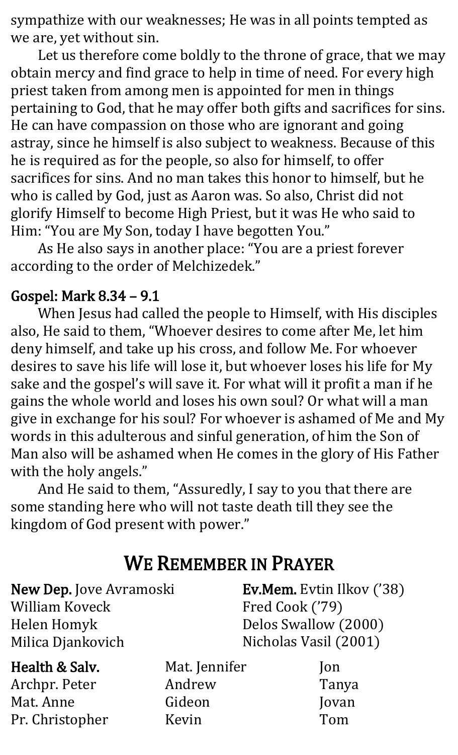sympathize with our weaknesses; He was in all points tempted as we are, yet without sin.

Let us therefore come boldly to the throne of grace, that we may obtain mercy and find grace to help in time of need. For every high priest taken from among men is appointed for men in things pertaining to God, that he may offer both gifts and sacrifices for sins. He can have compassion on those who are ignorant and going astray, since he himself is also subject to weakness. Because of this he is required as for the people, so also for himself, to offer sacrifices for sins. And no man takes this honor to himself, but he who is called by God, just as Aaron was. So also, Christ did not glorify Himself to become High Priest, but it was He who said to Him: "You are My Son, today I have begotten You."

As He also says in another place: "You are a priest forever according to the order of Melchizedek."

**Gospel: Mark 8.34 – 9.1**

When Jesus had called the people to Himself, with His disciples also, He said to them, "Whoever desires to come after Me, let him deny himself, and take up his cross, and follow Me. For whoever desires to save his life will lose it, but whoever loses his life for My sake and the gospel's will save it. For what will it profit a man if he gains the whole world and loses his own soul? Or what will a man give in exchange for his soul? For whoever is ashamed of Me and My words in this adulterous and sinful generation, of him the Son of Man also will be ashamed when He comes in the glory of His Father with the holy angels."

And He said to them, "Assuredly, I say to you that there are some standing here who will not taste death till they see the kingdom of God present with power."

## We Remember in Prayer

**New Dep.** Jove Avramoski
William Koveck
Helen Homyk
Milica Djankovich

**Ev.Mem.** Evtin Ilkov ('38)
Fred Cook ('79)
Delos Swallow (2000)
Nicholas Vasil (2001)

**Health & Salv.**
Archpr. Peter
Mat. Anne
Pr. Christopher
Mat. Jennifer
Andrew
Gideon
Kevin
Jon
Tanya
Jovan
Tom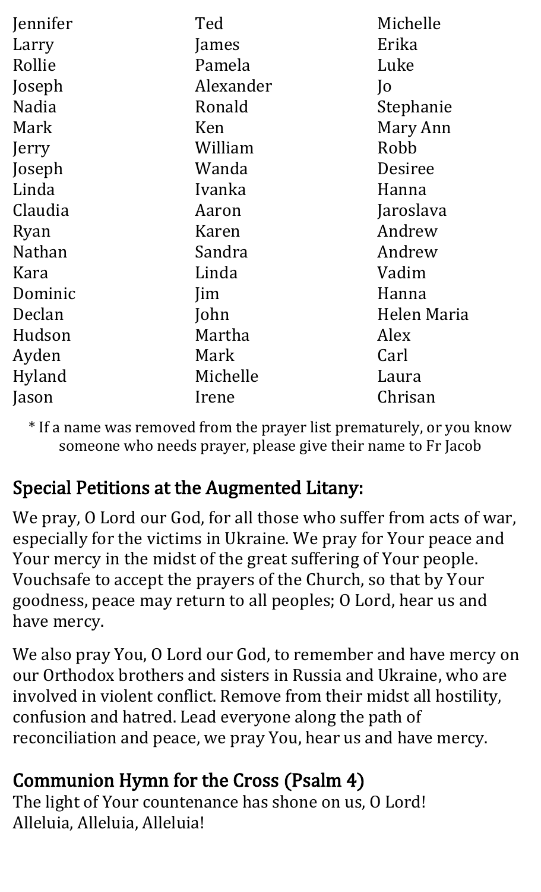Jennifer
Larry
Rollie
Joseph
Nadia
Mark
Jerry
Joseph
Linda
Claudia
Ryan
Nathan
Kara
Dominic
Declan
Hudson
Ayden
Hyland
Jason
Ted
James
Pamela
Alexander
Ronald
Ken
William
Wanda
Ivanka
Aaron
Karen
Sandra
Linda
Jim
John
Martha
Mark
Michelle
Irene
Michelle
Erika
Luke
Jo
Stephanie
Mary Ann
Robb
Desiree
Hanna
Jaroslava
Andrew
Andrew
Vadim
Hanna
Helen Maria
Alex
Carl
Laura
Chrisan

* If a name was removed from the prayer list prematurely, or you know someone who needs prayer, please give their name to Fr Jacob

## Special Petitions at the Augmented Litany:

We pray, O Lord our God, for all those who suffer from acts of war, especially for the victims in Ukraine. We pray for Your peace and Your mercy in the midst of the great suffering of Your people. Vouchsafe to accept the prayers of the Church, so that by Your goodness, peace may return to all peoples; O Lord, hear us and have mercy.

We also pray You, O Lord our God, to remember and have mercy on our Orthodox brothers and sisters in Russia and Ukraine, who are involved in violent conflict. Remove from their midst all hostility, confusion and hatred. Lead everyone along the path of reconciliation and peace, we pray You, hear us and have mercy.

## Communion Hymn for the Cross (Psalm 4)

The light of Your countenance has shone on us, O Lord!
Alleluia, Alleluia, Alleluia!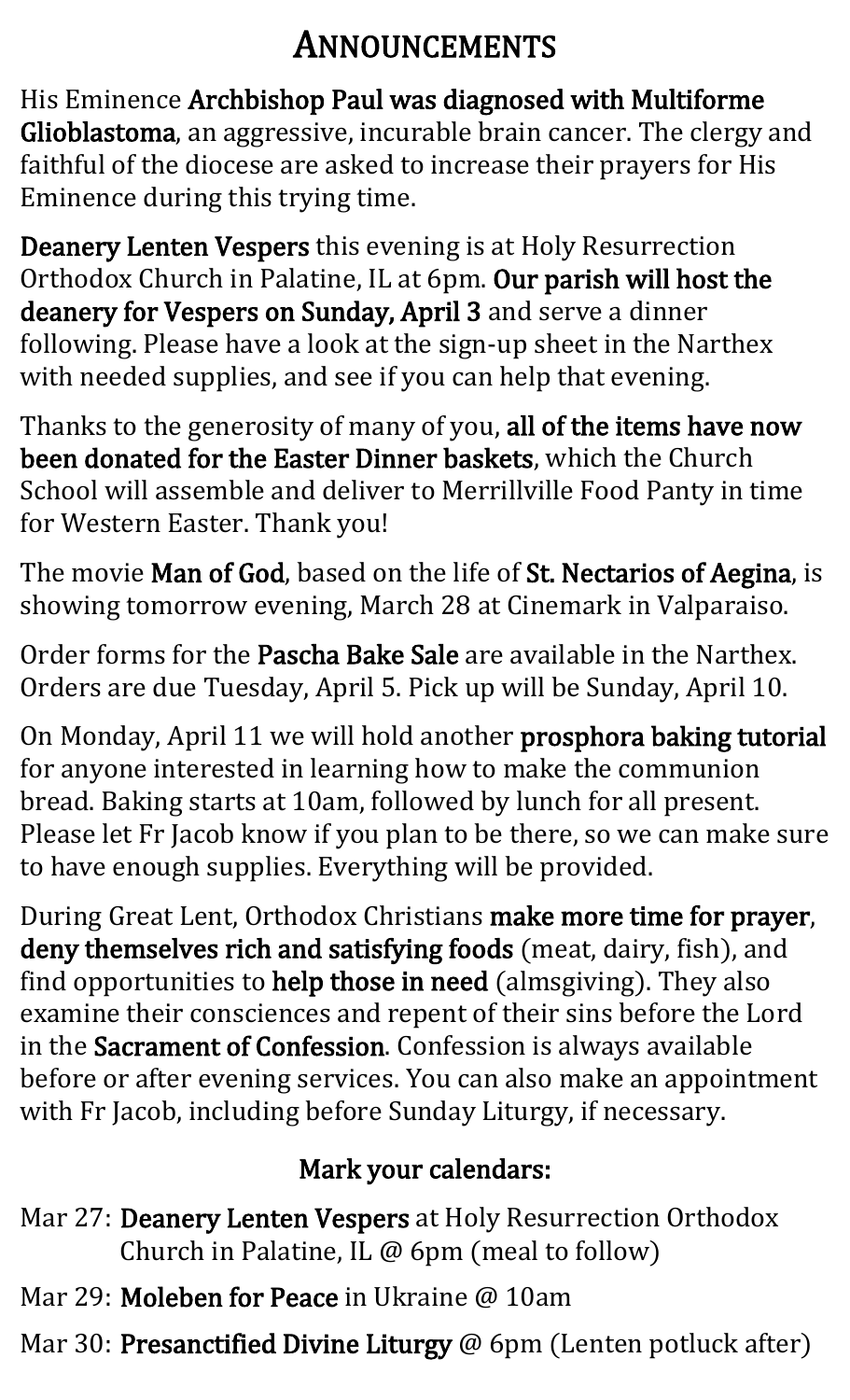# Announcements

His Eminence **Archbishop Paul was diagnosed with Multiforme Glioblastoma**, an aggressive, incurable brain cancer. The clergy and faithful of the diocese are asked to increase their prayers for His Eminence during this trying time.

**Deanery Lenten Vespers** this evening is at Holy Resurrection Orthodox Church in Palatine, IL at 6pm. **Our parish will host the deanery for Vespers on Sunday, April 3** and serve a dinner following. Please have a look at the sign-up sheet in the Narthex with needed supplies, and see if you can help that evening.

Thanks to the generosity of many of you, **all of the items have now been donated for the Easter Dinner baskets**, which the Church School will assemble and deliver to Merrillville Food Panty in time for Western Easter. Thank you!

The movie **Man of God**, based on the life of **St. Nectarios of Aegina**, is showing tomorrow evening, March 28 at Cinemark in Valparaiso.

Order forms for the **Pascha Bake Sale** are available in the Narthex. Orders are due Tuesday, April 5. Pick up will be Sunday, April 10.

On Monday, April 11 we will hold another **prosphora baking tutorial** for anyone interested in learning how to make the communion bread. Baking starts at 10am, followed by lunch for all present. Please let Fr Jacob know if you plan to be there, so we can make sure to have enough supplies. Everything will be provided.

During Great Lent, Orthodox Christians **make more time for prayer**, **deny themselves rich and satisfying foods** (meat, dairy, fish), and find opportunities to **help those in need** (almsgiving). They also examine their consciences and repent of their sins before the Lord in the **Sacrament of Confession**. Confession is always available before or after evening services. You can also make an appointment with Fr Jacob, including before Sunday Liturgy, if necessary.

## Mark your calendars:

- Mar 27: **Deanery Lenten Vespers** at Holy Resurrection Orthodox Church in Palatine, IL @ 6pm (meal to follow)
- Mar 29: **Moleben for Peace** in Ukraine @ 10am
- Mar 30: **Presanctified Divine Liturgy** @ 6pm (Lenten potluck after)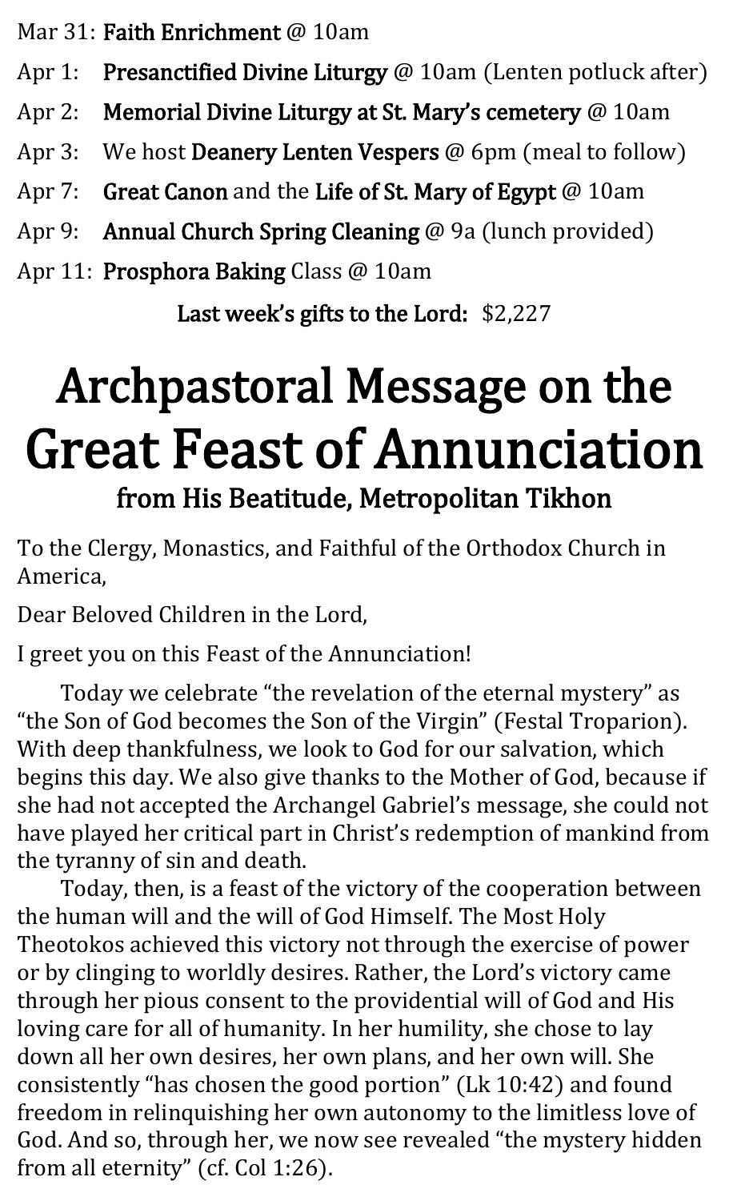Mar 31: **Faith Enrichment** @ 10am

Apr 1: **Presanctified Divine Liturgy** @ 10am (Lenten potluck after)

Apr 2: **Memorial Divine Liturgy at St. Mary's cemetery** @ 10am

Apr 3: We host **Deanery Lenten Vespers** @ 6pm (meal to follow)

Apr 7: **Great Canon** and the **Life of St. Mary of Egypt** @ 10am

Apr 9: **Annual Church Spring Cleaning** @ 9a (lunch provided)

Apr 11: **Prosphora Baking** Class @ 10am

**Last week's gifts to the Lord:** $2,227

# Archpastoral Message on the Great Feast of Annunciation

### from His Beatitude, Metropolitan Tikhon

To the Clergy, Monastics, and Faithful of the Orthodox Church in America,

Dear Beloved Children in the Lord,

I greet you on this Feast of the Annunciation!

Today we celebrate "the revelation of the eternal mystery" as "the Son of God becomes the Son of the Virgin" (Festal Troparion). With deep thankfulness, we look to God for our salvation, which begins this day. We also give thanks to the Mother of God, because if she had not accepted the Archangel Gabriel's message, she could not have played her critical part in Christ's redemption of mankind from the tyranny of sin and death.

Today, then, is a feast of the victory of the cooperation between the human will and the will of God Himself. The Most Holy Theotokos achieved this victory not through the exercise of power or by clinging to worldly desires. Rather, the Lord's victory came through her pious consent to the providential will of God and His loving care for all of humanity. In her humility, she chose to lay down all her own desires, her own plans, and her own will. She consistently "has chosen the good portion" (Lk 10:42) and found freedom in relinquishing her own autonomy to the limitless love of God. And so, through her, we now see revealed "the mystery hidden from all eternity" (cf. Col 1:26).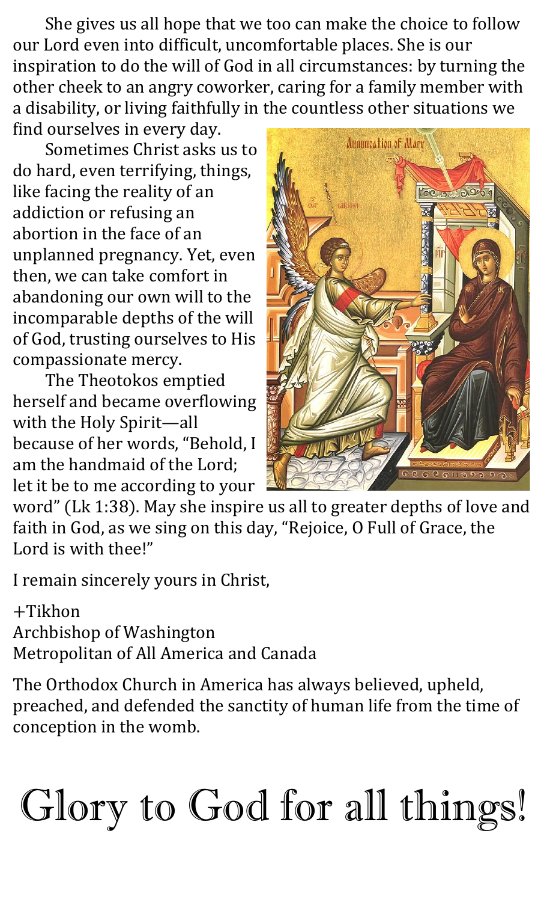She gives us all hope that we too can make the choice to follow our Lord even into difficult, uncomfortable places. She is our inspiration to do the will of God in all circumstances: by turning the other cheek to an angry coworker, caring for a family member with a disability, or living faithfully in the countless other situations we find ourselves in every day.

Sometimes Christ asks us to do hard, even terrifying, things, like facing the reality of an addiction or refusing an abortion in the face of an unplanned pregnancy. Yet, even then, we can take comfort in abandoning our own will to the incomparable depths of the will of God, trusting ourselves to His compassionate mercy.

The Theotokos emptied herself and became overflowing with the Holy Spirit—all because of her words, "Behold, I am the handmaid of the Lord; let it be to me according to your word" (Lk 1:38). May she inspire us all to greater depths of love and faith in God, as we sing on this day, "Rejoice, O Full of Grace, the Lord is with thee!"

I remain sincerely yours in Christ,

+Tikhon
Archbishop of Washington
Metropolitan of All America and Canada

The Orthodox Church in America has always believed, upheld, preached, and defended the sanctity of human life from the time of conception in the womb.

# Glory to God for all things!